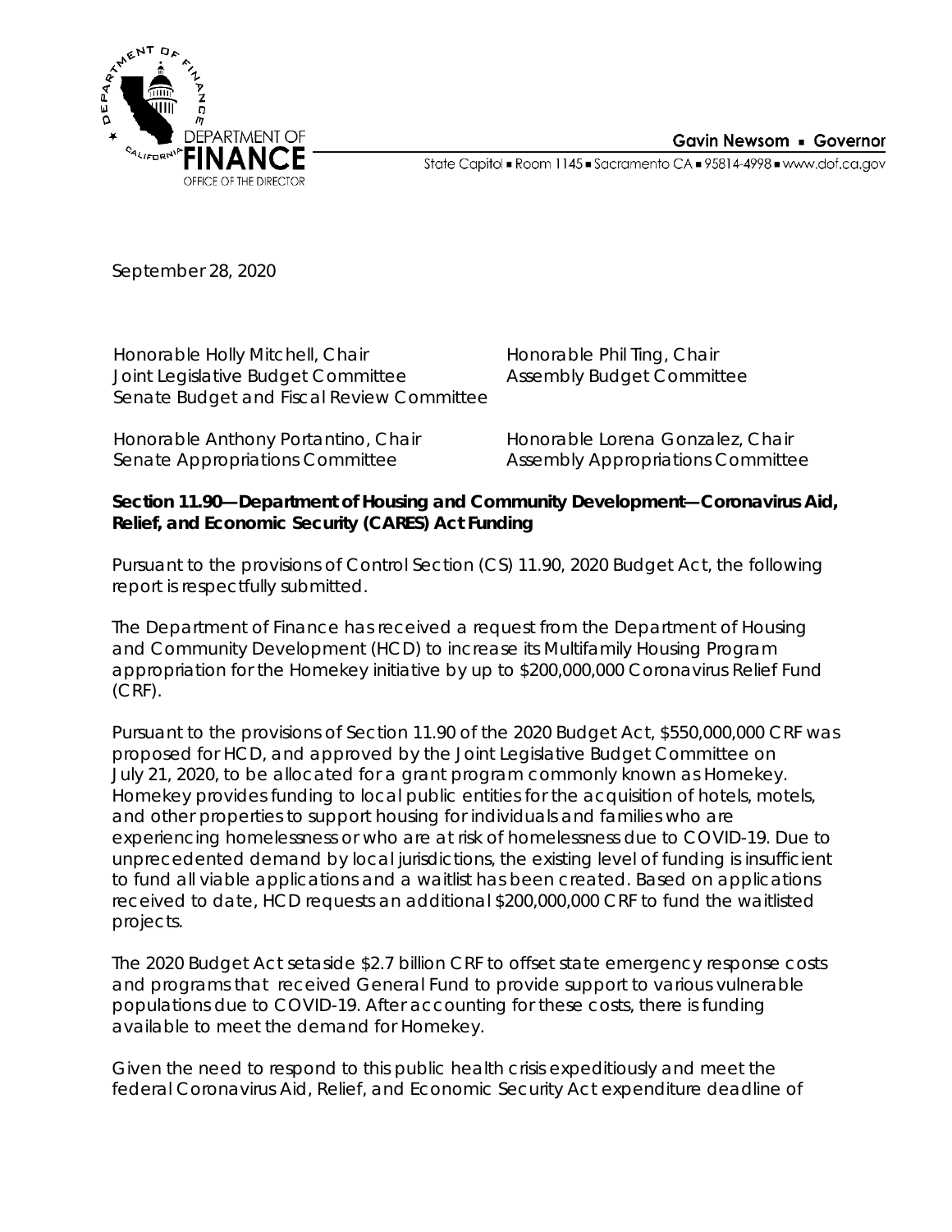Gavin Newsom ▪ Governor

State Capitol ▪ Room 1145 ▪ Sacramento CA ▪ 95814-4998 ▪ www.dof.ca.gov

DEPARTMENT OF FINANCE
OFFICE OF THE DIRECTOR

September 28, 2020

Honorable Holly Mitchell, Chair
Joint Legislative Budget Committee
Senate Budget and Fiscal Review Committee

Honorable Phil Ting, Chair
Assembly Budget Committee

Honorable Anthony Portantino, Chair
Senate Appropriations Committee

Honorable Lorena Gonzalez, Chair
Assembly Appropriations Committee

**Section 11.90—Department of Housing and Community Development—Coronavirus Aid, Relief, and Economic Security (CARES) Act Funding**

Pursuant to the provisions of Control Section (CS) 11.90, 2020 Budget Act, the following report is respectfully submitted.

The Department of Finance has received a request from the Department of Housing and Community Development (HCD) to increase its Multifamily Housing Program appropriation for the Homekey initiative by up to $200,000,000 Coronavirus Relief Fund (CRF).

Pursuant to the provisions of Section 11.90 of the 2020 Budget Act, $550,000,000 CRF was proposed for HCD, and approved by the Joint Legislative Budget Committee on July 21, 2020, to be allocated for a grant program commonly known as Homekey. Homekey provides funding to local public entities for the acquisition of hotels, motels, and other properties to support housing for individuals and families who are experiencing homelessness or who are at risk of homelessness due to COVID-19. Due to unprecedented demand by local jurisdictions, the existing level of funding is insufficient to fund all viable applications and a waitlist has been created. Based on applications received to date, HCD requests an additional $200,000,000 CRF to fund the waitlisted projects.

The 2020 Budget Act setaside $2.7 billion CRF to offset state emergency response costs and programs that received General Fund to provide support to various vulnerable populations due to COVID-19. After accounting for these costs, there is funding available to meet the demand for Homekey.

Given the need to respond to this public health crisis expeditiously and meet the federal Coronavirus Aid, Relief, and Economic Security Act expenditure deadline of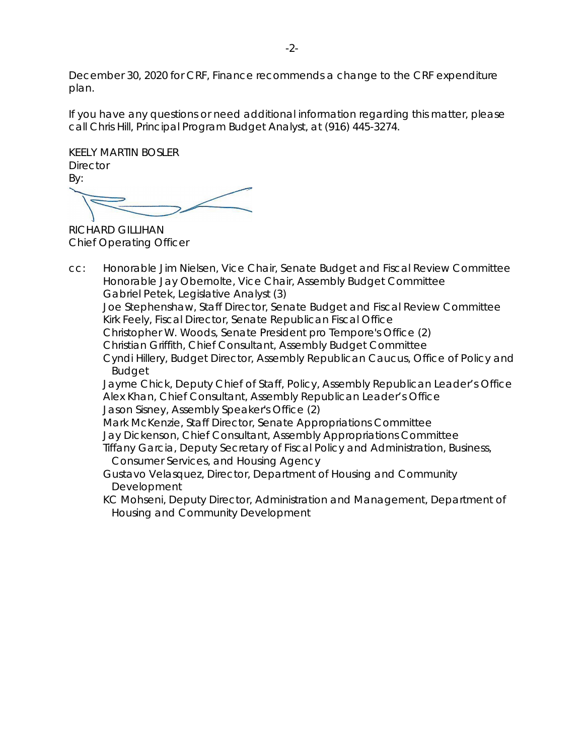December 30, 2020 for CRF, Finance recommends a change to the CRF expenditure plan.

If you have any questions or need additional information regarding this matter, please call Chris Hill, Principal Program Budget Analyst, at (916) 445-3274.

KEELY MARTIN BOSLER  
Director  
By:

RICHARD GILLIHAN  
Chief Operating Officer

cc: Honorable Jim Nielsen, Vice Chair, Senate Budget and Fiscal Review Committee  
Honorable Jay Obernolte, Vice Chair, Assembly Budget Committee  
Gabriel Petek, Legislative Analyst (3)  
Joe Stephenshaw, Staff Director, Senate Budget and Fiscal Review Committee  
Kirk Feely, Fiscal Director, Senate Republican Fiscal Office  
Christopher W. Woods, Senate President pro Tempore's Office (2)  
Christian Griffith, Chief Consultant, Assembly Budget Committee  
Cyndi Hillery, Budget Director, Assembly Republican Caucus, Office of Policy and Budget  
Jayme Chick, Deputy Chief of Staff, Policy, Assembly Republican Leader's Office  
Alex Khan, Chief Consultant, Assembly Republican Leader's Office  
Jason Sisney, Assembly Speaker's Office (2)  
Mark McKenzie, Staff Director, Senate Appropriations Committee  
Jay Dickenson, Chief Consultant, Assembly Appropriations Committee  
Tiffany Garcia, Deputy Secretary of Fiscal Policy and Administration, Business, Consumer Services, and Housing Agency  
Gustavo Velasquez, Director, Department of Housing and Community Development  
KC Mohseni, Deputy Director, Administration and Management, Department of Housing and Community Development